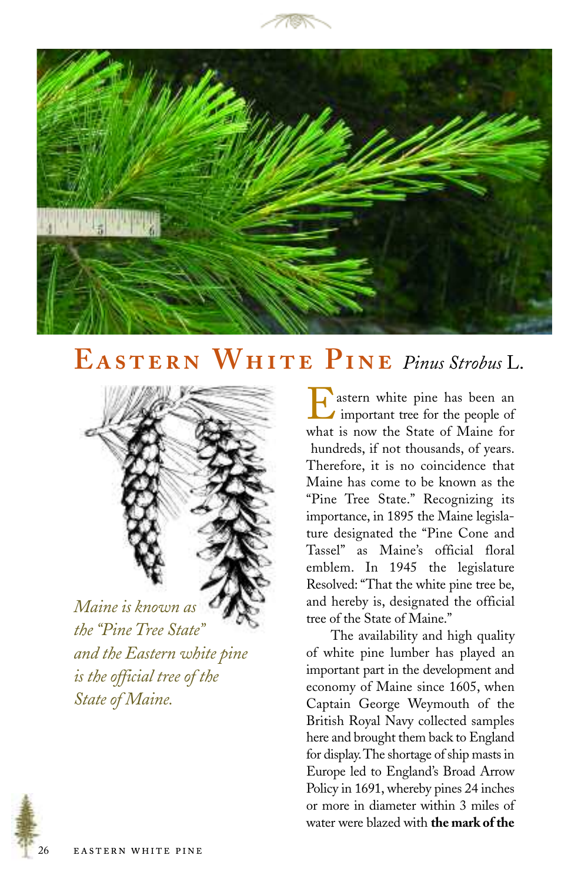# Eastern White Pine *Pinus Strobus* L.

*Maine is known as the "Pine Tree State" and the Eastern white pine is the official tree of the State of Maine.*

Eastern white pine has been an important tree for the people of what is now the State of Maine for hundreds, if not thousands, of years. Therefore, it is no coincidence that Maine has come to be known as the "Pine Tree State." Recognizing its importance, in 1895 the Maine legislature designated the "Pine Cone and Tassel" as Maine's official floral emblem. In 1945 the legislature Resolved: "That the white pine tree be, and hereby is, designated the official tree of the State of Maine."

The availability and high quality of white pine lumber has played an important part in the development and economy of Maine since 1605, when Captain George Weymouth of the British Royal Navy collected samples here and brought them back to England for display. The shortage of ship masts in Europe led to England's Broad Arrow Policy in 1691, whereby pines 24 inches or more in diameter within 3 miles of water were blazed with **the mark of the**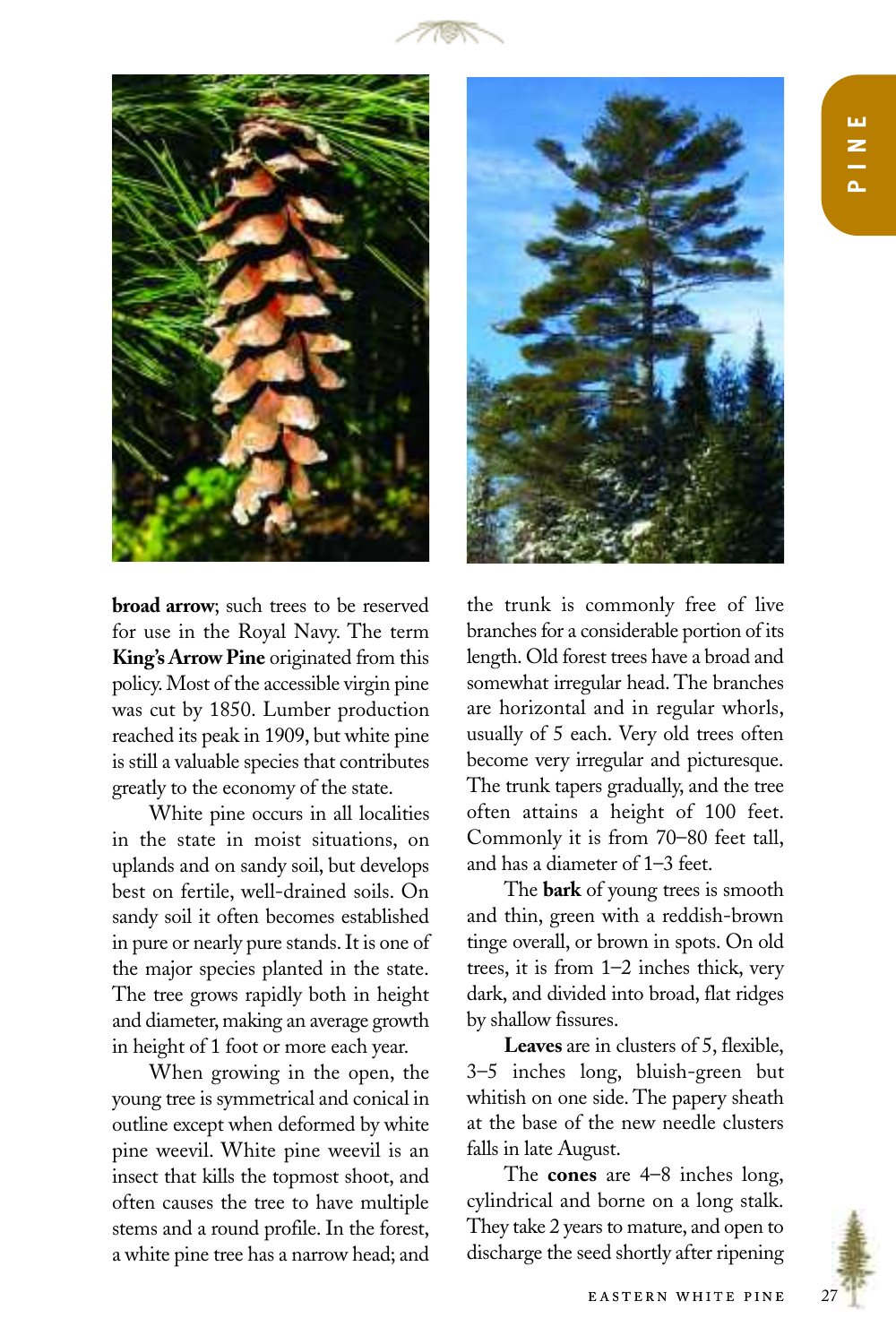**broad arrow**; such trees to be reserved for use in the Royal Navy. The term **King's Arrow Pine** originated from this policy. Most of the accessible virgin pine was cut by 1850. Lumber production reached its peak in 1909, but white pine is still a valuable species that contributes greatly to the economy of the state.

White pine occurs in all localities in the state in moist situations, on uplands and on sandy soil, but develops best on fertile, well-drained soils. On sandy soil it often becomes established in pure or nearly pure stands. It is one of the major species planted in the state. The tree grows rapidly both in height and diameter, making an average growth in height of 1 foot or more each year.

When growing in the open, the young tree is symmetrical and conical in outline except when deformed by white pine weevil. White pine weevil is an insect that kills the topmost shoot, and often causes the tree to have multiple stems and a round profile. In the forest, a white pine tree has a narrow head; and the trunk is commonly free of live branches for a considerable portion of its length. Old forest trees have a broad and somewhat irregular head. The branches are horizontal and in regular whorls, usually of 5 each. Very old trees often become very irregular and picturesque. The trunk tapers gradually, and the tree often attains a height of 100 feet. Commonly it is from 70–80 feet tall, and has a diameter of 1–3 feet.

The **bark** of young trees is smooth and thin, green with a reddish-brown tinge overall, or brown in spots. On old trees, it is from 1–2 inches thick, very dark, and divided into broad, flat ridges by shallow fissures.

**Leaves** are in clusters of 5, flexible, 3–5 inches long, bluish-green but whitish on one side. The papery sheath at the base of the new needle clusters falls in late August.

The **cones** are 4–8 inches long, cylindrical and borne on a long stalk. They take 2 years to mature, and open to discharge the seed shortly after ripening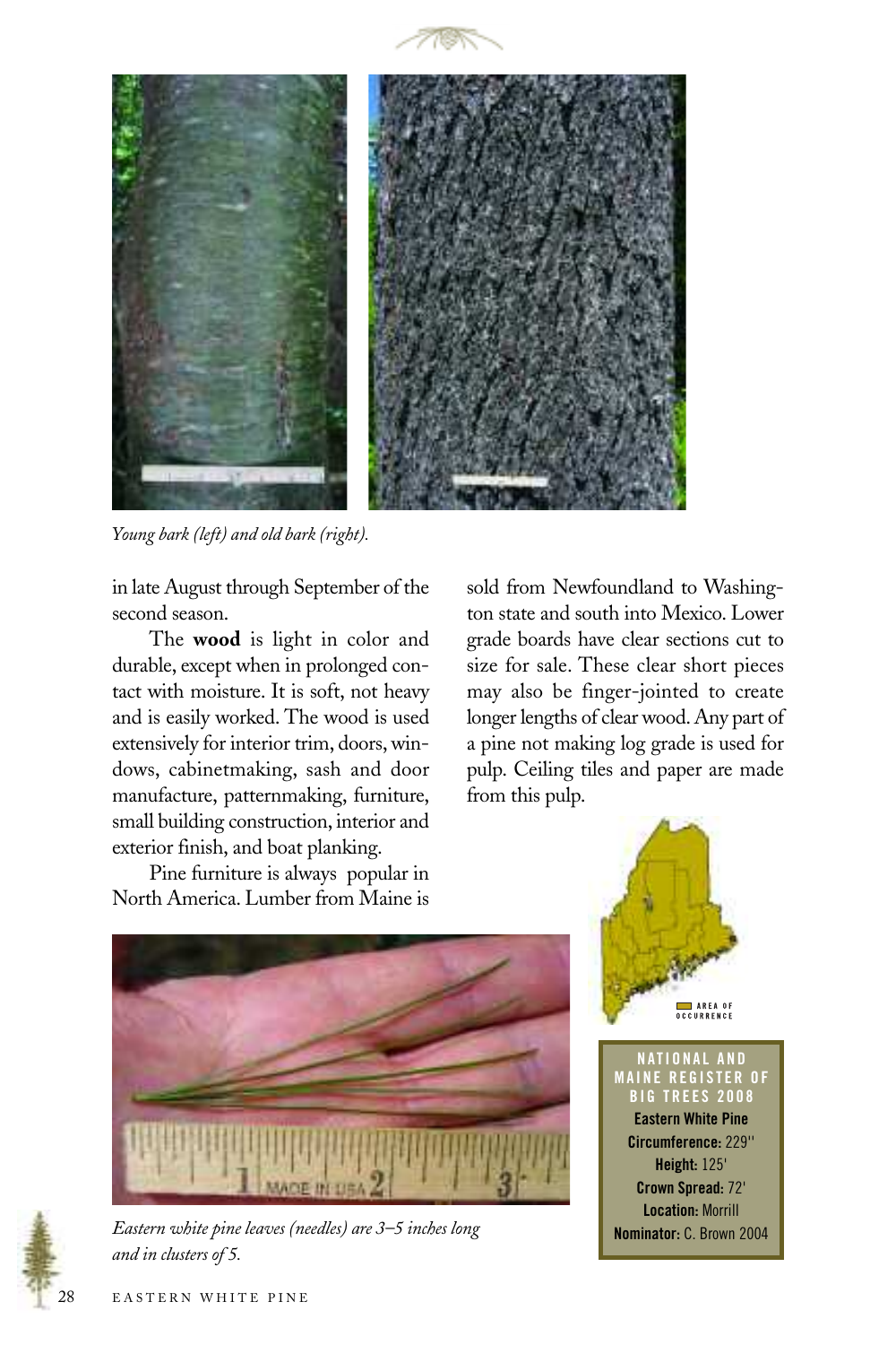*Young bark (left) and old bark (right).*

in late August through September of the second season.

The **wood** is light in color and durable, except when in prolonged contact with moisture. It is soft, not heavy and is easily worked. The wood is used extensively for interior trim, doors, windows, cabinetmaking, sash and door manufacture, patternmaking, furniture, small building construction, interior and exterior finish, and boat planking.

Pine furniture is always popular in North America. Lumber from Maine is sold from Newfoundland to Washington state and south into Mexico. Lower grade boards have clear sections cut to size for sale. These clear short pieces may also be finger-jointed to create longer lengths of clear wood. Any part of a pine not making log grade is used for pulp. Ceiling tiles and paper are made from this pulp.

AREA OF OCCURRENCE

*Eastern white pine leaves (needles) are 3–5 inches long and in clusters of 5.*

**NATIONAL AND MAINE REGISTER OF BIG TREES 2008**

**Eastern White Pine**
**Circumference:** 229"
**Height:** 125'
**Crown Spread:** 72'
**Location:** Morrill
**Nominator:** C. Brown 2004